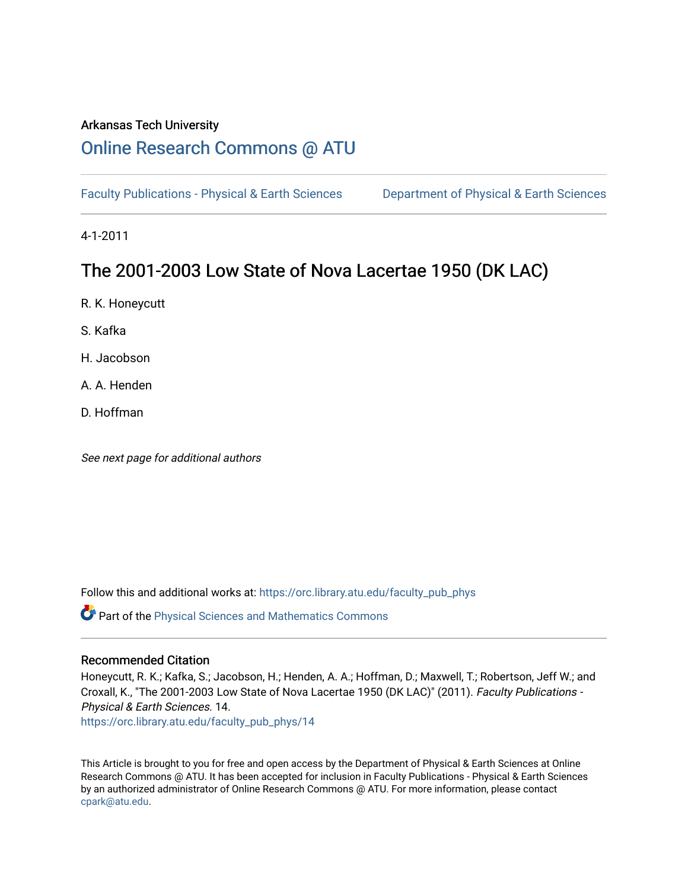Arkansas Tech University

# Online Research Commons @ ATU

Faculty Publications - Physical & Earth Sciences    Department of Physical & Earth Sciences

4-1-2011

## The 2001-2003 Low State of Nova Lacertae 1950 (DK LAC)

R. K. Honeycutt

S. Kafka

H. Jacobson

A. A. Henden

D. Hoffman

*See next page for additional authors*

Follow this and additional works at: https://orc.library.atu.edu/faculty_pub_phys

Part of the Physical Sciences and Mathematics Commons

### Recommended Citation

Honeycutt, R. K.; Kafka, S.; Jacobson, H.; Henden, A. A.; Hoffman, D.; Maxwell, T.; Robertson, Jeff W.; and Croxall, K., "The 2001-2003 Low State of Nova Lacertae 1950 (DK LAC)" (2011). *Faculty Publications - Physical & Earth Sciences*. 14.
https://orc.library.atu.edu/faculty_pub_phys/14

This Article is brought to you for free and open access by the Department of Physical & Earth Sciences at Online Research Commons @ ATU. It has been accepted for inclusion in Faculty Publications - Physical & Earth Sciences by an authorized administrator of Online Research Commons @ ATU. For more information, please contact cpark@atu.edu.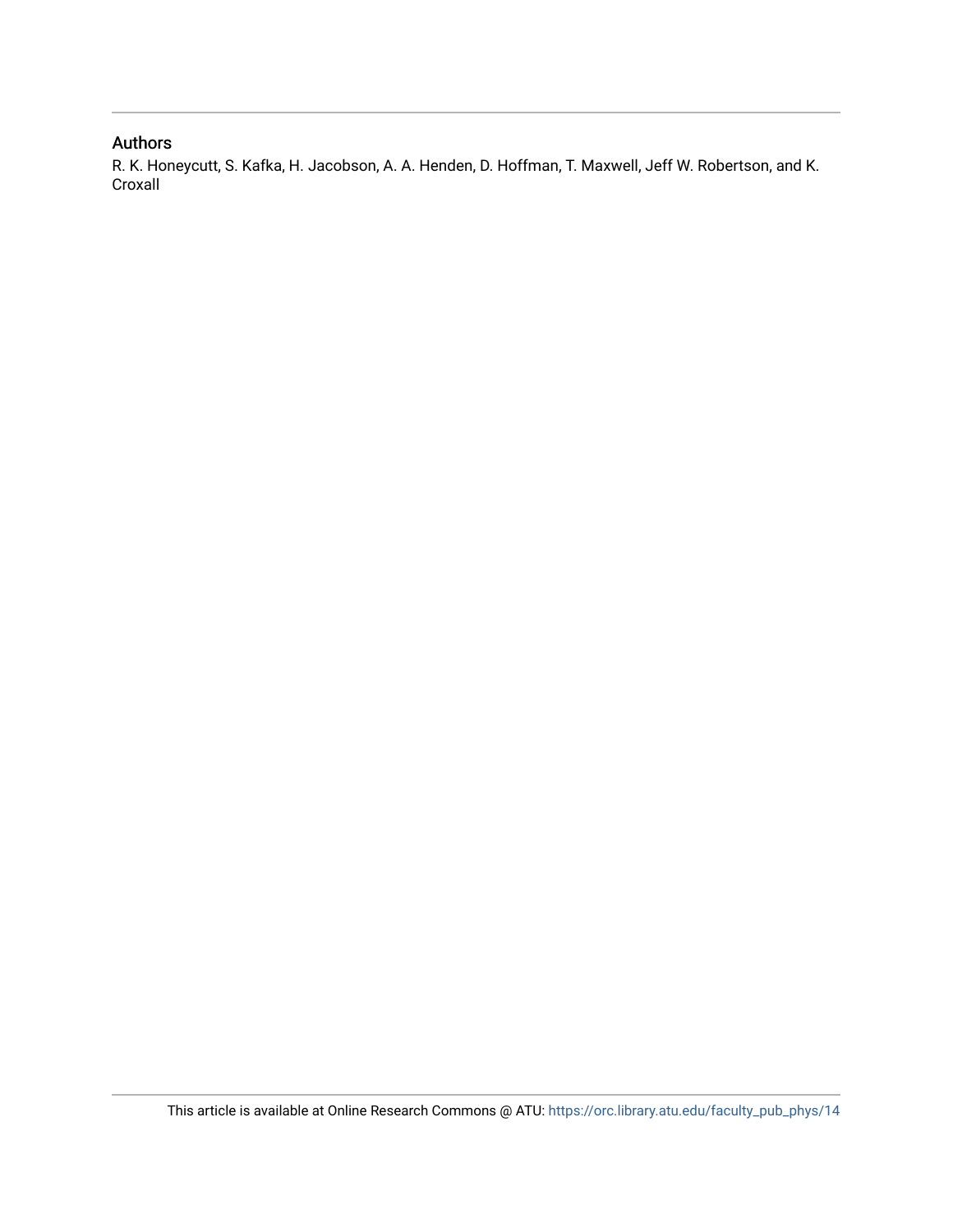## Authors

R. K. Honeycutt, S. Kafka, H. Jacobson, A. A. Henden, D. Hoffman, T. Maxwell, Jeff W. Robertson, and K. Croxall

This article is available at Online Research Commons @ ATU: https://orc.library.atu.edu/faculty_pub_phys/14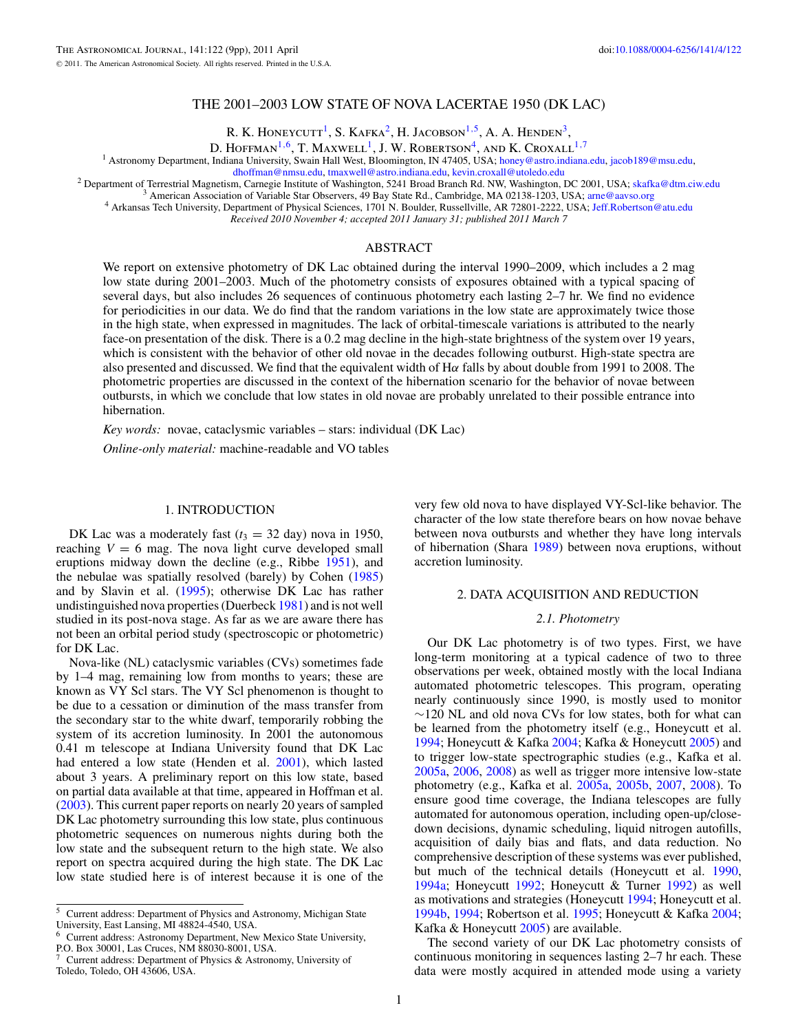# THE 2001–2003 LOW STATE OF NOVA LACERTAE 1950 (DK LAC)

R. K. Honeycutt[1], S. Kafka[2], H. Jacobson[1,5], A. A. Henden[3], D. Hoffman[1,6], T. Maxwell[1], J. W. Robertson[4], and K. Croxall[1,7]

[1] Astronomy Department, Indiana University, Swain Hall West, Bloomington, IN 47405, USA; honey@astro.indiana.edu, jacob189@msu.edu, dhoffman@nmsu.edu, tmaxwell@astro.indiana.edu, kevin.croxall@utoledo.edu

[2] Department of Terrestrial Magnetism, Carnegie Institute of Washington, 5241 Broad Branch Rd. NW, Washington, DC 2001, USA; skafka@dtm.ciw.edu

[3] American Association of Variable Star Observers, 49 Bay State Rd., Cambridge, MA 02138-1203, USA; arne@aavso.org

[4] Arkansas Tech University, Department of Physical Sciences, 1701 N. Boulder, Russellville, AR 72801-2222, USA; Jeff.Robertson@atu.edu

*Received 2010 November 4; accepted 2011 January 31; published 2011 March 7*

## ABSTRACT

We report on extensive photometry of DK Lac obtained during the interval 1990–2009, which includes a 2 mag low state during 2001–2003. Much of the photometry consists of exposures obtained with a typical spacing of several days, but also includes 26 sequences of continuous photometry each lasting 2–7 hr. We find no evidence for periodicities in our data. We do find that the random variations in the low state are approximately twice those in the high state, when expressed in magnitudes. The lack of orbital-timescale variations is attributed to the nearly face-on presentation of the disk. There is a 0.2 mag decline in the high-state brightness of the system over 19 years, which is consistent with the behavior of other old novae in the decades following outburst. High-state spectra are also presented and discussed. We find that the equivalent width of H$\alpha$ falls by about double from 1991 to 2008. The photometric properties are discussed in the context of the hibernation scenario for the behavior of novae between outbursts, in which we conclude that low states in old novae are probably unrelated to their possible entrance into hibernation.

*Key words:* novae, cataclysmic variables – stars: individual (DK Lac)

*Online-only material:* machine-readable and VO tables

## 1. INTRODUCTION

DK Lac was a moderately fast ($t_3 = 32$ day) nova in 1950, reaching $V = 6$ mag. The nova light curve developed small eruptions midway down the decline (e.g., Ribbe 1951), and the nebulae was spatially resolved (barely) by Cohen (1985) and by Slavin et al. (1995); otherwise DK Lac has rather undistinguished nova properties (Duerbeck 1981) and is not well studied in its post-nova stage. As far as we are aware there has not been an orbital period study (spectroscopic or photometric) for DK Lac.

Nova-like (NL) cataclysmic variables (CVs) sometimes fade by 1–4 mag, remaining low from months to years; these are known as VY Scl stars. The VY Scl phenomenon is thought to be due to a cessation or diminution of the mass transfer from the secondary star to the white dwarf, temporarily robbing the system of its accretion luminosity. In 2001 the autonomous 0.41 m telescope at Indiana University found that DK Lac had entered a low state (Henden et al. 2001), which lasted about 3 years. A preliminary report on this low state, based on partial data available at that time, appeared in Hoffman et al. (2003). This current paper reports on nearly 20 years of sampled DK Lac photometry surrounding this low state, plus continuous photometric sequences on numerous nights during both the low state and the subsequent return to the high state. We also report on spectra acquired during the high state. The DK Lac low state studied here is of interest because it is one of the very few old nova to have displayed VY-Scl-like behavior. The character of the low state therefore bears on how novae behave between nova outbursts and whether they have long intervals of hibernation (Shara 1989) between nova eruptions, without accretion luminosity.

## 2. DATA ACQUISITION AND REDUCTION

### 2.1. Photometry

Our DK Lac photometry is of two types. First, we have long-term monitoring at a typical cadence of two to three observations per week, obtained mostly with the local Indiana automated photometric telescopes. This program, operating nearly continuously since 1990, is mostly used to monitor ~120 NL and old nova CVs for low states, both for what can be learned from the photometry itself (e.g., Honeycutt et al. 1994; Honeycutt & Kafka 2004; Kafka & Honeycutt 2005) and to trigger low-state spectrographic studies (e.g., Kafka et al. 2005a, 2006, 2008) as well as trigger more intensive low-state photometry (e.g., Kafka et al. 2005a, 2005b, 2007, 2008). To ensure good time coverage, the Indiana telescopes are fully automated for autonomous operation, including open-up/close-down decisions, dynamic scheduling, liquid nitrogen autofills, acquisition of daily bias and flats, and data reduction. No comprehensive description of these systems was ever published, but much of the technical details (Honeycutt et al. 1990, 1994a; Honeycutt 1992; Honeycutt & Turner 1992) as well as motivations and strategies (Honeycutt 1994; Honeycutt et al. 1994b, 1994; Robertson et al. 1995; Honeycutt & Kafka 2004; Kafka & Honeycutt 2005) are available.

The second variety of our DK Lac photometry consists of continuous monitoring in sequences lasting 2–7 hr each. These data were mostly acquired in attended mode using a variety

---

[5] Current address: Department of Physics and Astronomy, Michigan State University, East Lansing, MI 48824-4540, USA.

[6] Current address: Astronomy Department, New Mexico State University, P.O. Box 30001, Las Cruces, NM 88030-8001, USA.

[7] Current address: Department of Physics & Astronomy, University of Toledo, Toledo, OH 43606, USA.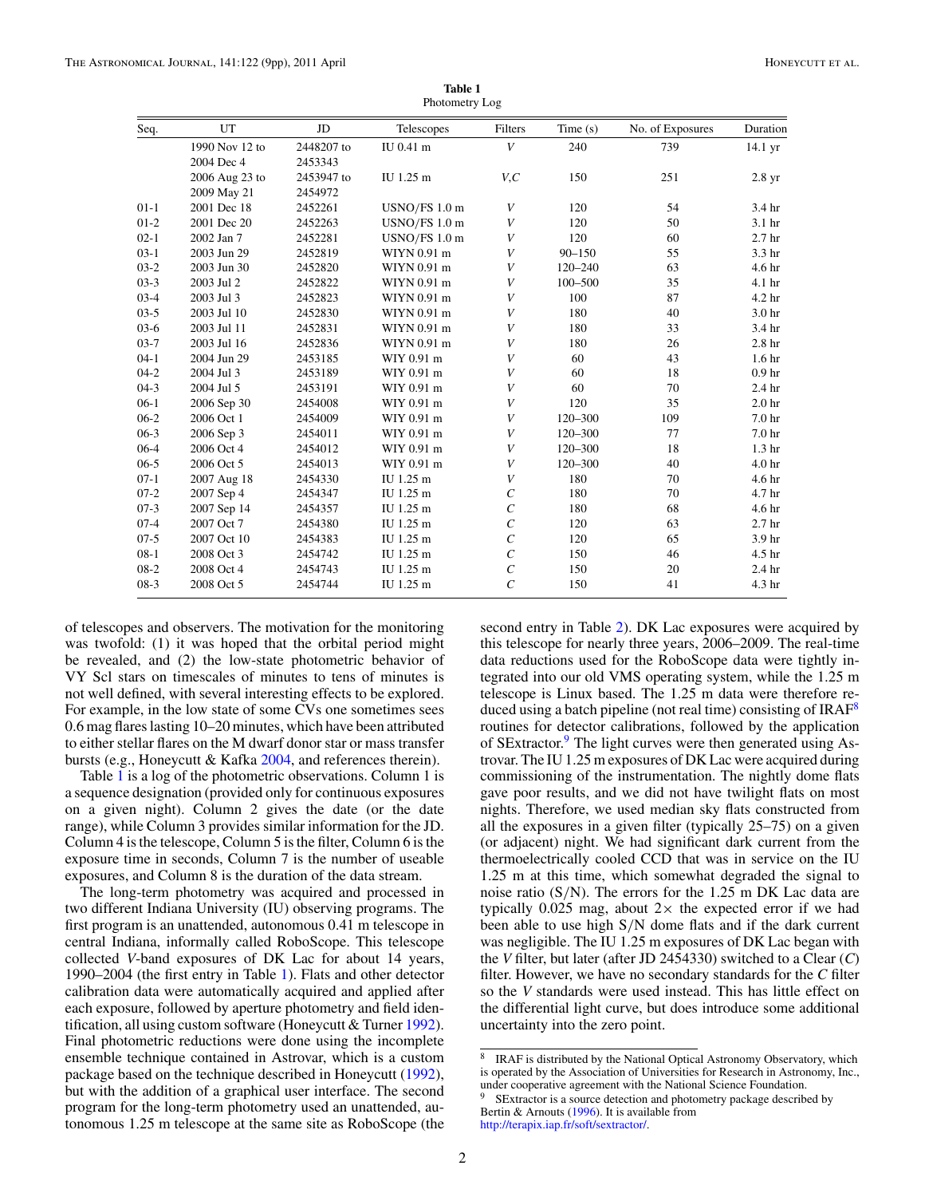**Table 1**
Photometry Log

| Seq. | UT | JD | Telescopes | Filters | Time (s) | No. of Exposures | Duration |
|---|---|---|---|---|---|---|---|
| | 1990 Nov 12 to 2004 Dec 4 | 2448207 to 2453343 | IU 0.41 m | *V* | 240 | 739 | 14.1 yr |
| | 2006 Aug 23 to 2009 May 21 | 2453947 to 2454972 | IU 1.25 m | *V*,*C* | 150 | 251 | 2.8 yr |
| 01-1 | 2001 Dec 18 | 2452261 | USNO/FS 1.0 m | *V* | 120 | 54 | 3.4 hr |
| 01-2 | 2001 Dec 20 | 2452263 | USNO/FS 1.0 m | *V* | 120 | 50 | 3.1 hr |
| 02-1 | 2002 Jan 7 | 2452281 | USNO/FS 1.0 m | *V* | 120 | 60 | 2.7 hr |
| 03-1 | 2003 Jun 29 | 2452819 | WIYN 0.91 m | *V* | 90–150 | 55 | 3.3 hr |
| 03-2 | 2003 Jun 30 | 2452820 | WIYN 0.91 m | *V* | 120–240 | 63 | 4.6 hr |
| 03-3 | 2003 Jul 2 | 2452822 | WIYN 0.91 m | *V* | 100–500 | 35 | 4.1 hr |
| 03-4 | 2003 Jul 3 | 2452823 | WIYN 0.91 m | *V* | 100 | 87 | 4.2 hr |
| 03-5 | 2003 Jul 10 | 2452830 | WIYN 0.91 m | *V* | 180 | 40 | 3.0 hr |
| 03-6 | 2003 Jul 11 | 2452831 | WIYN 0.91 m | *V* | 180 | 33 | 3.4 hr |
| 03-7 | 2003 Jul 16 | 2452836 | WIYN 0.91 m | *V* | 180 | 26 | 2.8 hr |
| 04-1 | 2004 Jun 29 | 2453185 | WIY 0.91 m | *V* | 60 | 43 | 1.6 hr |
| 04-2 | 2004 Jul 3 | 2453189 | WIY 0.91 m | *V* | 60 | 18 | 0.9 hr |
| 04-3 | 2004 Jul 5 | 2453191 | WIY 0.91 m | *V* | 60 | 70 | 2.4 hr |
| 06-1 | 2006 Sep 30 | 2454008 | WIY 0.91 m | *V* | 120 | 35 | 2.0 hr |
| 06-2 | 2006 Oct 1 | 2454009 | WIY 0.91 m | *V* | 120–300 | 109 | 7.0 hr |
| 06-3 | 2006 Sep 3 | 2454011 | WIY 0.91 m | *V* | 120–300 | 77 | 7.0 hr |
| 06-4 | 2006 Oct 4 | 2454012 | WIY 0.91 m | *V* | 120–300 | 18 | 1.3 hr |
| 06-5 | 2006 Oct 5 | 2454013 | WIY 0.91 m | *V* | 120–300 | 40 | 4.0 hr |
| 07-1 | 2007 Aug 18 | 2454330 | IU 1.25 m | *V* | 180 | 70 | 4.6 hr |
| 07-2 | 2007 Sep 4 | 2454347 | IU 1.25 m | *C* | 180 | 70 | 4.7 hr |
| 07-3 | 2007 Sep 14 | 2454357 | IU 1.25 m | *C* | 180 | 68 | 4.6 hr |
| 07-4 | 2007 Oct 7 | 2454380 | IU 1.25 m | *C* | 120 | 63 | 2.7 hr |
| 07-5 | 2007 Oct 10 | 2454383 | IU 1.25 m | *C* | 120 | 65 | 3.9 hr |
| 08-1 | 2008 Oct 3 | 2454742 | IU 1.25 m | *C* | 150 | 46 | 4.5 hr |
| 08-2 | 2008 Oct 4 | 2454743 | IU 1.25 m | *C* | 150 | 20 | 2.4 hr |
| 08-3 | 2008 Oct 5 | 2454744 | IU 1.25 m | *C* | 150 | 41 | 4.3 hr |

of telescopes and observers. The motivation for the monitoring was twofold: (1) it was hoped that the orbital period might be revealed, and (2) the low-state photometric behavior of VY Scl stars on timescales of minutes to tens of minutes is not well defined, with several interesting effects to be explored. For example, in the low state of some CVs one sometimes sees 0.6 mag flares lasting 10–20 minutes, which have been attributed to either stellar flares on the M dwarf donor star or mass transfer bursts (e.g., Honeycutt & Kafka 2004, and references therein).

Table 1 is a log of the photometric observations. Column 1 is a sequence designation (provided only for continuous exposures on a given night). Column 2 gives the date (or the date range), while Column 3 provides similar information for the JD. Column 4 is the telescope, Column 5 is the filter, Column 6 is the exposure time in seconds, Column 7 is the number of useable exposures, and Column 8 is the duration of the data stream.

The long-term photometry was acquired and processed in two different Indiana University (IU) observing programs. The first program is an unattended, autonomous 0.41 m telescope in central Indiana, informally called RoboScope. This telescope collected *V*-band exposures of DK Lac for about 14 years, 1990–2004 (the first entry in Table 1). Flats and other detector calibration data were automatically acquired and applied after each exposure, followed by aperture photometry and field identification, all using custom software (Honeycutt & Turner 1992). Final photometric reductions were done using the incomplete ensemble technique contained in Astrovar, which is a custom package based on the technique described in Honeycutt (1992), but with the addition of a graphical user interface. The second program for the long-term photometry used an unattended, autonomous 1.25 m telescope at the same site as RoboScope (the second entry in Table 2). DK Lac exposures were acquired by this telescope for nearly three years, 2006–2009. The real-time data reductions used for the RoboScope data were tightly integrated into our old VMS operating system, while the 1.25 m telescope is Linux based. The 1.25 m data were therefore reduced using a batch pipeline (not real time) consisting of IRAF[8] routines for detector calibrations, followed by the application of SExtractor.[9] The light curves were then generated using Astrovar. The IU 1.25 m exposures of DK Lac were acquired during commissioning of the instrumentation. The nightly dome flats gave poor results, and we did not have twilight flats on most nights. Therefore, we used median sky flats constructed from all the exposures in a given filter (typically 25–75) on a given (or adjacent) night. We had significant dark current from the thermoelectrically cooled CCD that was in service on the IU 1.25 m at this time, which somewhat degraded the signal to noise ratio (S/N). The errors for the 1.25 m DK Lac data are typically 0.025 mag, about 2× the expected error if we had been able to use high S/N dome flats and if the dark current was negligible. The IU 1.25 m exposures of DK Lac began with the *V* filter, but later (after JD 2454330) switched to a Clear (*C*) filter. However, we have no secondary standards for the *C* filter so the *V* standards were used instead. This has little effect on the differential light curve, but does introduce some additional uncertainty into the zero point.

[8] IRAF is distributed by the National Optical Astronomy Observatory, which is operated by the Association of Universities for Research in Astronomy, Inc., under cooperative agreement with the National Science Foundation.

[9] SExtractor is a source detection and photometry package described by Bertin & Arnouts (1996). It is available from http://terapix.iap.fr/soft/sextractor/.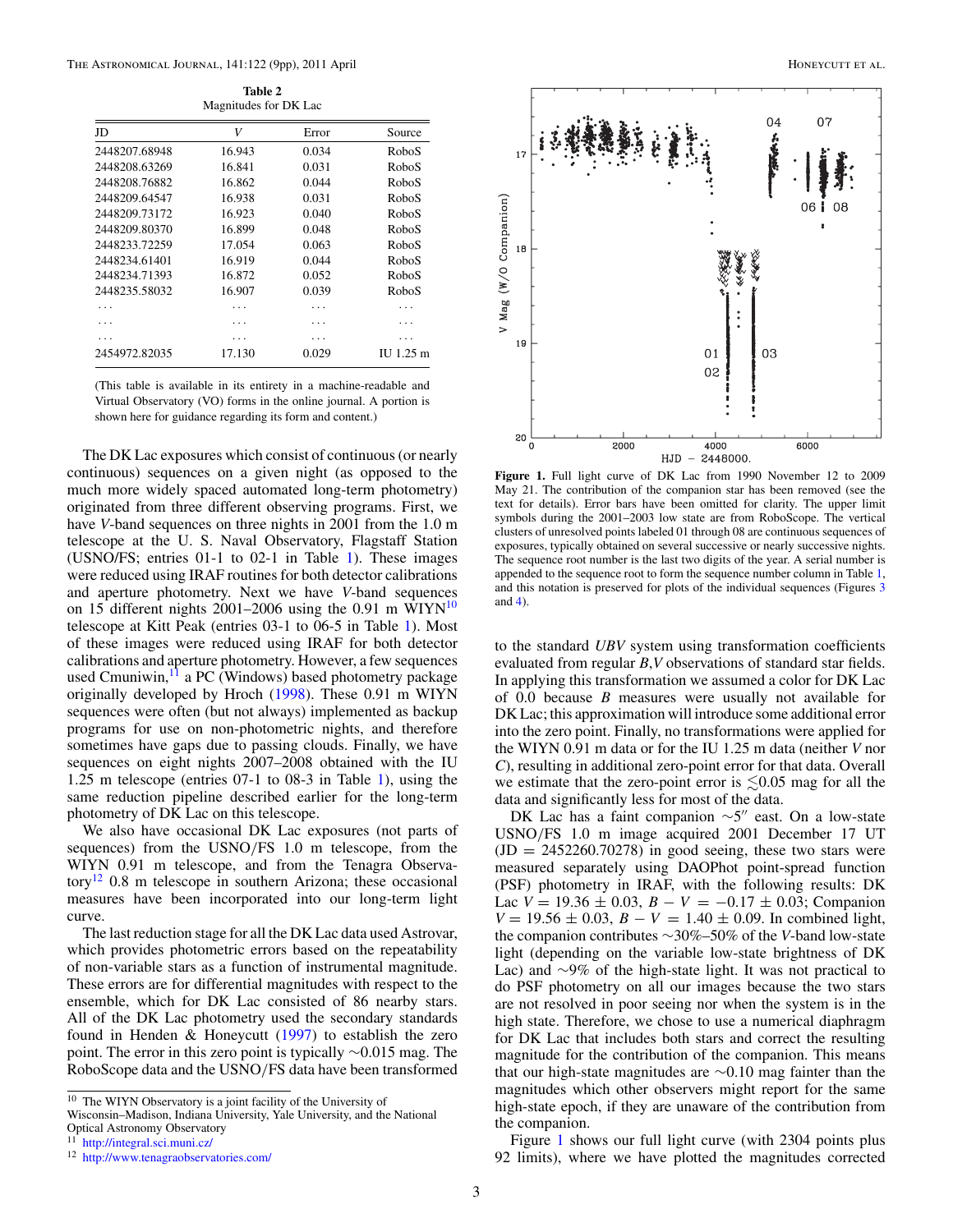**Table 2**
Magnitudes for DK Lac

| JD | $V$ | Error | Source |
|---|---|---|---|
| 2448207.68948 | 16.943 | 0.034 | RoboS |
| 2448208.63269 | 16.841 | 0.031 | RoboS |
| 2448208.76882 | 16.862 | 0.044 | RoboS |
| 2448209.64547 | 16.938 | 0.031 | RoboS |
| 2448209.73172 | 16.923 | 0.040 | RoboS |
| 2448209.80370 | 16.899 | 0.048 | RoboS |
| 2448233.72259 | 17.054 | 0.063 | RoboS |
| 2448234.61401 | 16.919 | 0.044 | RoboS |
| 2448234.71393 | 16.872 | 0.052 | RoboS |
| 2448235.58032 | 16.907 | 0.039 | RoboS |
| ... | ... | ... | ... |
| ... | ... | ... | ... |
| ... | ... | ... | ... |
| 2454972.82035 | 17.130 | 0.029 | IU 1.25 m |

(This table is available in its entirety in a machine-readable and Virtual Observatory (VO) forms in the online journal. A portion is shown here for guidance regarding its form and content.)

The DK Lac exposures which consist of continuous (or nearly continuous) sequences on a given night (as opposed to the much more widely spaced automated long-term photometry) originated from three different observing programs. First, we have $V$-band sequences on three nights in 2001 from the 1.0 m telescope at the U. S. Naval Observatory, Flagstaff Station (USNO/FS; entries 01-1 to 02-1 in Table 1). These images were reduced using IRAF routines for both detector calibrations and aperture photometry. Next we have $V$-band sequences on 15 different nights 2001–2006 using the 0.91 m WIYN[10] telescope at Kitt Peak (entries 03-1 to 06-5 in Table 1). Most of these images were reduced using IRAF for both detector calibrations and aperture photometry. However, a few sequences used Cmuniwin,[11] a PC (Windows) based photometry package originally developed by Hroch (1998). These 0.91 m WIYN sequences were often (but not always) implemented as backup programs for use on non-photometric nights, and therefore sometimes have gaps due to passing clouds. Finally, we have sequences on eight nights 2007–2008 obtained with the IU 1.25 m telescope (entries 07-1 to 08-3 in Table 1), using the same reduction pipeline described earlier for the long-term photometry of DK Lac on this telescope.

We also have occasional DK Lac exposures (not parts of sequences) from the USNO/FS 1.0 m telescope, from the WIYN 0.91 m telescope, and from the Tenagra Observatory[12] 0.8 m telescope in southern Arizona; these occasional measures have been incorporated into our long-term light curve.

The last reduction stage for all the DK Lac data used Astrovar, which provides photometric errors based on the repeatability of non-variable stars as a function of instrumental magnitude. These errors are for differential magnitudes with respect to the ensemble, which for DK Lac consisted of 86 nearby stars. All of the DK Lac photometry used the secondary standards found in Henden & Honeycutt (1997) to establish the zero point. The error in this zero point is typically ∼0.015 mag. The RoboScope data and the USNO/FS data have been transformed

[10] The WIYN Observatory is a joint facility of the University of Wisconsin–Madison, Indiana University, Yale University, and the National Optical Astronomy Observatory

[11] http://integral.sci.muni.cz/

[12] http://www.tenagraobservatories.com/

**Figure 1.** Full light curve of DK Lac from 1990 November 12 to 2009 May 21. The contribution of the companion star has been removed (see the text for details). Error bars have been omitted for clarity. The upper limit symbols during the 2001–2003 low state are from RoboScope. The vertical clusters of unresolved points labeled 01 through 08 are continuous sequences of exposures, typically obtained on several successive or nearly successive nights. The sequence root number is the last two digits of the year. A serial number is appended to the sequence root to form the sequence number column in Table 1, and this notation is preserved for plots of the individual sequences (Figures 3 and 4).

to the standard $UBV$ system using transformation coefficients evaluated from regular $B$,$V$ observations of standard star fields. In applying this transformation we assumed a color for DK Lac of 0.0 because $B$ measures were usually not available for DK Lac; this approximation will introduce some additional error into the zero point. Finally, no transformations were applied for the WIYN 0.91 m data or for the IU 1.25 m data (neither $V$ nor $C$), resulting in additional zero-point error for that data. Overall we estimate that the zero-point error is $\lesssim 0.05$ mag for all the data and significantly less for most of the data.

DK Lac has a faint companion ∼5″ east. On a low-state USNO/FS 1.0 m image acquired 2001 December 17 UT (JD = 2452260.70278) in good seeing, these two stars were measured separately using DAOPhot point-spread function (PSF) photometry in IRAF, with the following results: DK Lac $V = 19.36 \pm 0.03$, $B - V = -0.17 \pm 0.03$; Companion $V = 19.56 \pm 0.03$, $B - V = 1.40 \pm 0.09$. In combined light, the companion contributes ∼30%–50% of the $V$-band low-state light (depending on the variable low-state brightness of DK Lac) and ∼9% of the high-state light. It was not practical to do PSF photometry on all our images because the two stars are not resolved in poor seeing nor when the system is in the high state. Therefore, we chose to use a numerical diaphragm for DK Lac that includes both stars and correct the resulting magnitude for the contribution of the companion. This means that our high-state magnitudes are ∼0.10 mag fainter than the magnitudes which other observers might report for the same high-state epoch, if they are unaware of the contribution from the companion.

Figure 1 shows our full light curve (with 2304 points plus 92 limits), where we have plotted the magnitudes corrected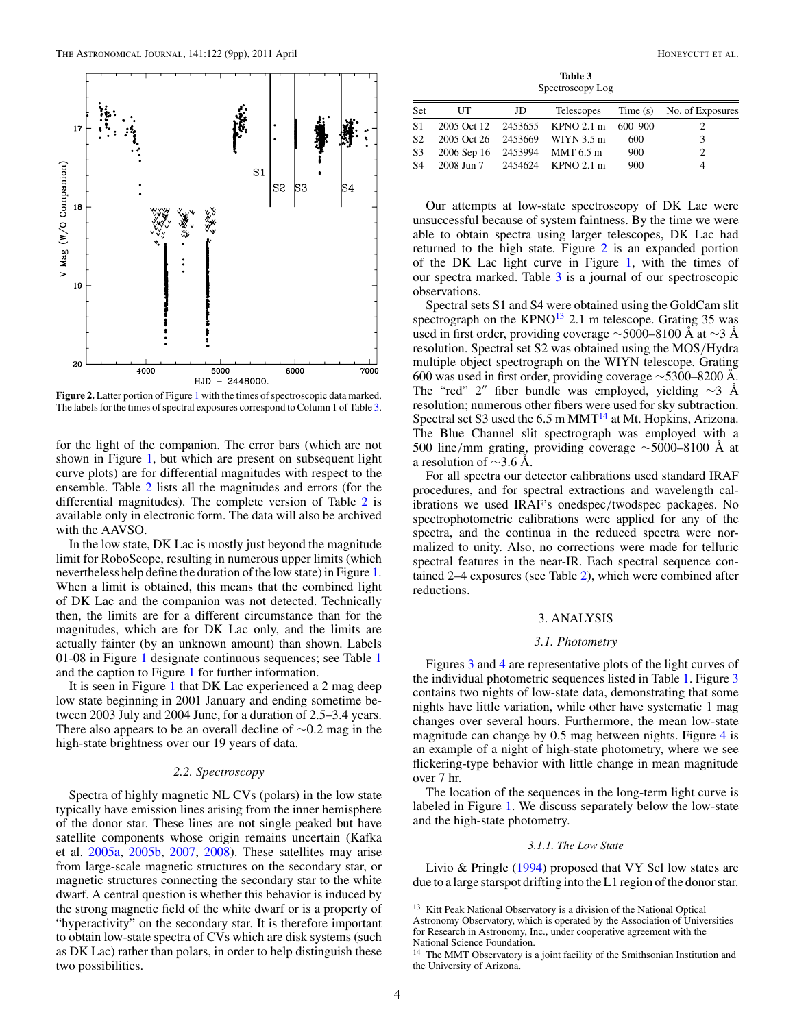**Figure 2.** Latter portion of Figure 1 with the times of spectroscopic data marked. The labels for the times of spectral exposures correspond to Column 1 of Table 3.

for the light of the companion. The error bars (which are not shown in Figure 1, but which are present on subsequent light curve plots) are for differential magnitudes with respect to the ensemble. Table 2 lists all the magnitudes and errors (for the differential magnitudes). The complete version of Table 2 is available only in electronic form. The data will also be archived with the AAVSO.

In the low state, DK Lac is mostly just beyond the magnitude limit for RoboScope, resulting in numerous upper limits (which nevertheless help define the duration of the low state) in Figure 1. When a limit is obtained, this means that the combined light of DK Lac and the companion was not detected. Technically then, the limits are for a different circumstance than for the magnitudes, which are for DK Lac only, and the limits are actually fainter (by an unknown amount) than shown. Labels 01-08 in Figure 1 designate continuous sequences; see Table 1 and the caption to Figure 1 for further information.

It is seen in Figure 1 that DK Lac experienced a 2 mag deep low state beginning in 2001 January and ending sometime between 2003 July and 2004 June, for a duration of 2.5–3.4 years. There also appears to be an overall decline of ~0.2 mag in the high-state brightness over our 19 years of data.

### *2.2. Spectroscopy*

Spectra of highly magnetic NL CVs (polars) in the low state typically have emission lines arising from the inner hemisphere of the donor star. These lines are not single peaked but have satellite components whose origin remains uncertain (Kafka et al. 2005a, 2005b, 2007, 2008). These satellites may arise from large-scale magnetic structures on the secondary star, or magnetic structures connecting the secondary star to the white dwarf. A central question is whether this behavior is induced by the strong magnetic field of the white dwarf or is a property of "hyperactivity" on the secondary star. It is therefore important to obtain low-state spectra of CVs which are disk systems (such as DK Lac) rather than polars, in order to help distinguish these two possibilities.

**Table 3**
Spectroscopy Log

| Set | UT | JD | Telescopes | Time (s) | No. of Exposures |
|---|---|---|---|---|---|
| S1 | 2005 Oct 12 | 2453655 | KPNO 2.1 m | 600–900 | 2 |
| S2 | 2005 Oct 26 | 2453669 | WIYN 3.5 m | 600 | 3 |
| S3 | 2006 Sep 16 | 2453994 | MMT 6.5 m | 900 | 2 |
| S4 | 2008 Jun 7 | 2454624 | KPNO 2.1 m | 900 | 4 |

Our attempts at low-state spectroscopy of DK Lac were unsuccessful because of system faintness. By the time we were able to obtain spectra using larger telescopes, DK Lac had returned to the high state. Figure 2 is an expanded portion of the DK Lac light curve in Figure 1, with the times of our spectra marked. Table 3 is a journal of our spectroscopic observations.

Spectral sets S1 and S4 were obtained using the GoldCam slit spectrograph on the KPNO[13] 2.1 m telescope. Grating 35 was used in first order, providing coverage ~5000–8100 Å at ~3 Å resolution. Spectral set S2 was obtained using the MOS/Hydra multiple object spectrograph on the WIYN telescope. Grating 600 was used in first order, providing coverage ~5300–8200 Å. The "red" 2″ fiber bundle was employed, yielding ~3 Å resolution; numerous other fibers were used for sky subtraction. Spectral set S3 used the 6.5 m MMT[14] at Mt. Hopkins, Arizona. The Blue Channel slit spectrograph was employed with a 500 line/mm grating, providing coverage ~5000–8100 Å at a resolution of ~3.6 Å.

For all spectra our detector calibrations used standard IRAF procedures, and for spectral extractions and wavelength calibrations we used IRAF's onedspec/twodspec packages. No spectrophotometric calibrations were applied for any of the spectra, and the continua in the reduced spectra were normalized to unity. Also, no corrections were made for telluric spectral features in the near-IR. Each spectral sequence contained 2–4 exposures (see Table 2), which were combined after reductions.

## 3. ANALYSIS

### *3.1. Photometry*

Figures 3 and 4 are representative plots of the light curves of the individual photometric sequences listed in Table 1. Figure 3 contains two nights of low-state data, demonstrating that some nights have little variation, while other have systematic 1 mag changes over several hours. Furthermore, the mean low-state magnitude can change by 0.5 mag between nights. Figure 4 is an example of a night of high-state photometry, where we see flickering-type behavior with little change in mean magnitude over 7 hr.

The location of the sequences in the long-term light curve is labeled in Figure 1. We discuss separately below the low-state and the high-state photometry.

#### *3.1.1. The Low State*

Livio & Pringle (1994) proposed that VY Scl low states are due to a large starspot drifting into the L1 region of the donor star.

[13] Kitt Peak National Observatory is a division of the National Optical Astronomy Observatory, which is operated by the Association of Universities for Research in Astronomy, Inc., under cooperative agreement with the National Science Foundation.

[14] The MMT Observatory is a joint facility of the Smithsonian Institution and the University of Arizona.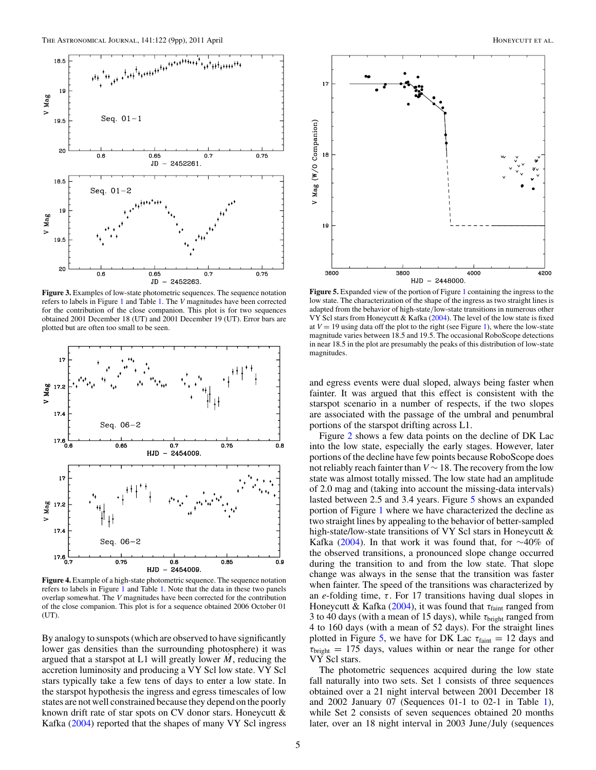**Figure 3.** Examples of low-state photometric sequences. The sequence notation refers to labels in Figure 1 and Table 1. The $V$ magnitudes have been corrected for the contribution of the close companion. This plot is for two sequences obtained 2001 December 18 (UT) and 2001 December 19 (UT). Error bars are plotted but are often too small to be seen.

**Figure 4.** Example of a high-state photometric sequence. The sequence notation refers to labels in Figure 1 and Table 1. Note that the data in these two panels overlap somewhat. The $V$ magnitudes have been corrected for the contribution of the close companion. This plot is for a sequence obtained 2006 October 01 (UT).

By analogy to sunspots (which are observed to have significantly lower gas densities than the surrounding photosphere) it was argued that a starspot at L1 will greatly lower $\dot{M}$, reducing the accretion luminosity and producing a VY Scl low state. VY Scl stars typically take a few tens of days to enter a low state. In the starspot hypothesis the ingress and egress timescales of low states are not well constrained because they depend on the poorly known drift rate of star spots on CV donor stars. Honeycutt & Kafka (2004) reported that the shapes of many VY Scl ingress and egress events were dual sloped, always being faster when fainter. It was argued that this effect is consistent with the starspot scenario in a number of respects, if the two slopes are associated with the passage of the umbral and penumbral portions of the starspot drifting across L1.

Figure 2 shows a few data points on the decline of DK Lac into the low state, especially the early stages. However, later portions of the decline have few points because RoboScope does not reliably reach fainter than $V \sim 18$. The recovery from the low state was almost totally missed. The low state had an amplitude of 2.0 mag and (taking into account the missing-data intervals) lasted between 2.5 and 3.4 years. Figure 5 shows an expanded portion of Figure 1 where we have characterized the decline as two straight lines by appealing to the behavior of better-sampled high-state/low-state transitions of VY Scl stars in Honeycutt & Kafka (2004). In that work it was found that, for ~40% of the observed transitions, a pronounced slope change occurred during the transition to and from the low state. That slope change was always in the sense that the transition was faster when fainter. The speed of the transitions was characterized by an $e$-folding time, $\tau$. For 17 transitions having dual slopes in Honeycutt & Kafka (2004), it was found that $\tau_{\rm faint}$ ranged from 3 to 40 days (with a mean of 15 days), while $\tau_{\rm bright}$ ranged from 4 to 160 days (with a mean of 52 days). For the straight lines plotted in Figure 5, we have for DK Lac $\tau_{\rm faint} = 12$ days and $\tau_{\rm bright} = 175$ days, values within or near the range for other VY Scl stars.

**Figure 5.** Expanded view of the portion of Figure 1 containing the ingress to the low state. The characterization of the shape of the ingress as two straight lines is adapted from the behavior of high-state/low-state transitions in numerous other VY Scl stars from Honeycutt & Kafka (2004). The level of the low state is fixed at $V = 19$ using data off the plot to the right (see Figure 1), where the low-state magnitude varies between 18.5 and 19.5. The occasional RoboScope detections in near 18.5 in the plot are presumably the peaks of this distribution of low-state magnitudes.

The photometric sequences acquired during the low state fall naturally into two sets. Set 1 consists of three sequences obtained over a 21 night interval between 2001 December 18 and 2002 January 07 (Sequences 01-1 to 02-1 in Table 1), while Set 2 consists of seven sequences obtained 20 months later, over an 18 night interval in 2003 June/July (sequences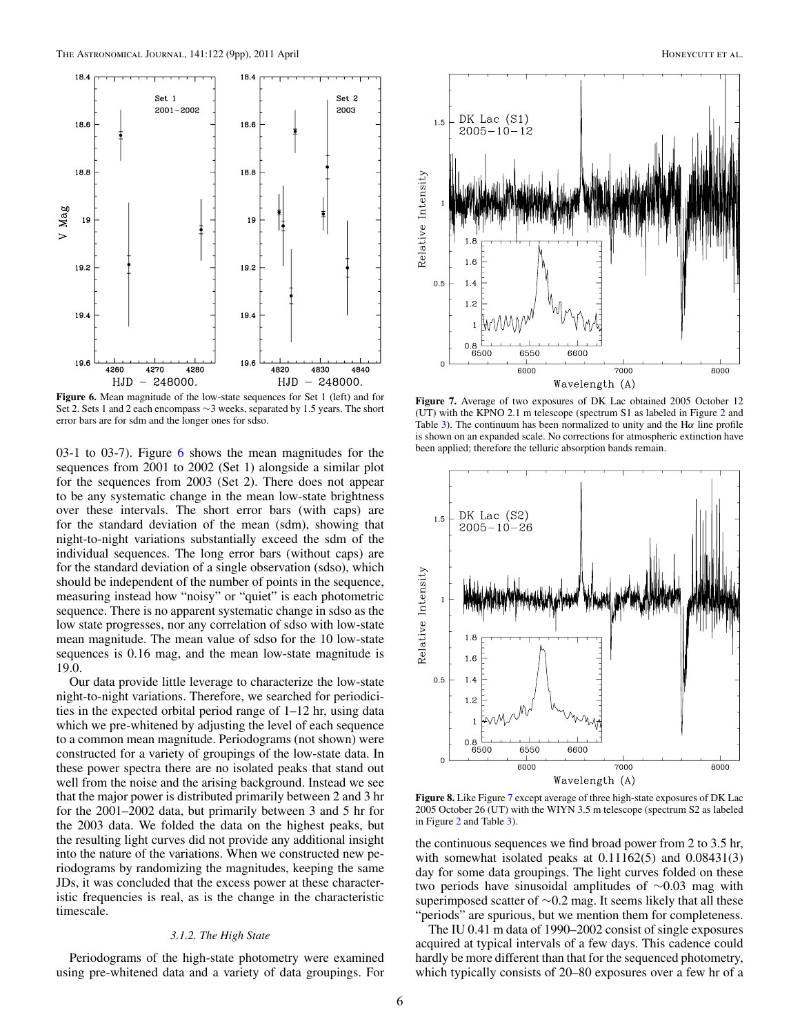**Figure 6.** Mean magnitude of the low-state sequences for Set 1 (left) and for Set 2. Sets 1 and 2 each encompass ∼3 weeks, separated by 1.5 years. The short error bars are for sdm and the longer ones for sdso.

03-1 to 03-7). Figure 6 shows the mean magnitudes for the sequences from 2001 to 2002 (Set 1) alongside a similar plot for the sequences from 2003 (Set 2). There does not appear to be any systematic change in the mean low-state brightness over these intervals. The short error bars (with caps) are for the standard deviation of the mean (sdm), showing that night-to-night variations substantially exceed the sdm of the individual sequences. The long error bars (without caps) are for the standard deviation of a single observation (sdso), which should be independent of the number of points in the sequence, measuring instead how "noisy" or "quiet" is each photometric sequence. There is no apparent systematic change in sdso as the low state progresses, nor any correlation of sdso with low-state mean magnitude. The mean value of sdso for the 10 low-state sequences is 0.16 mag, and the mean low-state magnitude is 19.0.

Our data provide little leverage to characterize the low-state night-to-night variations. Therefore, we searched for periodicities in the expected orbital period range of 1–12 hr, using data which we pre-whitened by adjusting the level of each sequence to a common mean magnitude. Periodograms (not shown) were constructed for a variety of groupings of the low-state data. In these power spectra there are no isolated peaks that stand out well from the noise and the arising background. Instead we see that the major power is distributed primarily between 2 and 3 hr for the 2001–2002 data, but primarily between 3 and 5 hr for the 2003 data. We folded the data on the highest peaks, but the resulting light curves did not provide any additional insight into the nature of the variations. When we constructed new periodograms by randomizing the magnitudes, keeping the same JDs, it was concluded that the excess power at these characteristic frequencies is real, as is the change in the characteristic timescale.

### 3.1.2. The High State

Periodograms of the high-state photometry were examined using pre-whitened data and a variety of data groupings. For the continuous sequences we find broad power from 2 to 3.5 hr, with somewhat isolated peaks at 0.11162(5) and 0.08431(3) day for some data groupings. The light curves folded on these two periods have sinusoidal amplitudes of ∼0.03 mag with superimposed scatter of ∼0.2 mag. It seems likely that all these "periods" are spurious, but we mention them for completeness.

The IU 0.41 m data of 1990–2002 consist of single exposures acquired at typical intervals of a few days. This cadence could hardly be more different than that for the sequenced photometry, which typically consists of 20–80 exposures over a few hr of a

**Figure 7.** Average of two exposures of DK Lac obtained 2005 October 12 (UT) with the KPNO 2.1 m telescope (spectrum S1 as labeled in Figure 2 and Table 3). The continuum has been normalized to unity and the Hα line profile is shown on an expanded scale. No corrections for atmospheric extinction have been applied; therefore the telluric absorption bands remain.

**Figure 8.** Like Figure 7 except average of three high-state exposures of DK Lac 2005 October 26 (UT) with the WIYN 3.5 m telescope (spectrum S2 as labeled in Figure 2 and Table 3).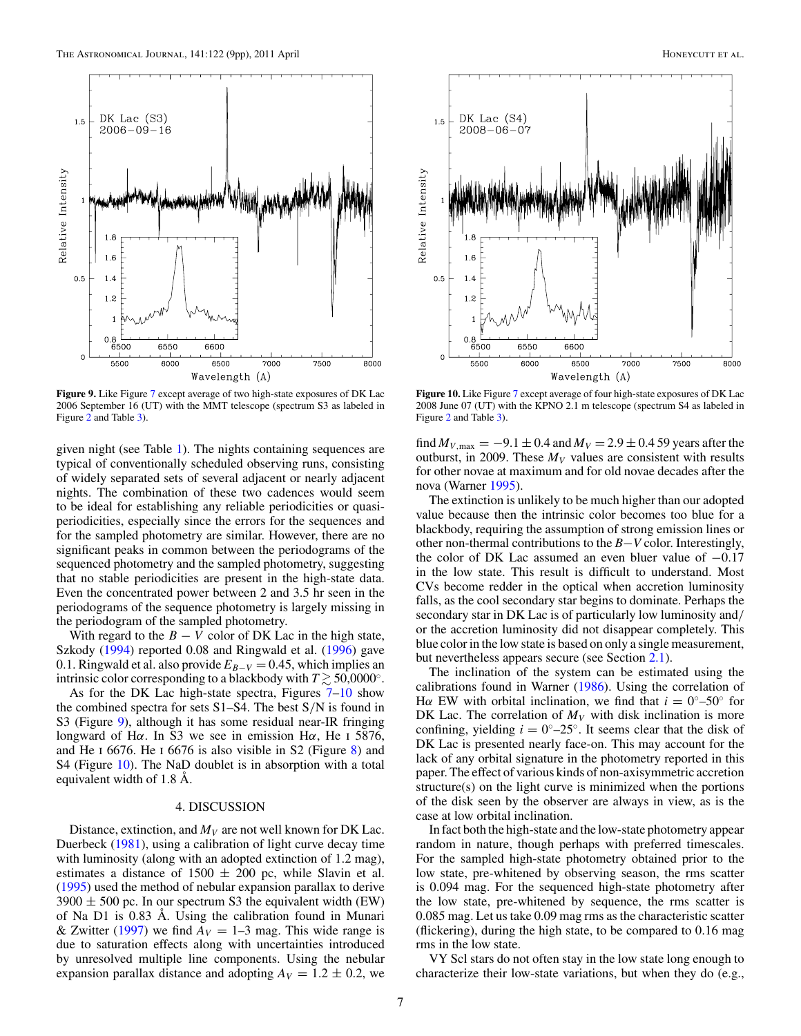**Figure 9.** Like Figure 7 except average of two high-state exposures of DK Lac 2006 September 16 (UT) with the MMT telescope (spectrum S3 as labeled in Figure 2 and Table 3).

**Figure 10.** Like Figure 7 except average of four high-state exposures of DK Lac 2008 June 07 (UT) with the KPNO 2.1 m telescope (spectrum S4 as labeled in Figure 2 and Table 3).

given night (see Table 1). The nights containing sequences are typical of conventionally scheduled observing runs, consisting of widely separated sets of several adjacent or nearly adjacent nights. The combination of these two cadences would seem to be ideal for establishing any reliable periodicities or quasi-periodicities, especially since the errors for the sequences and for the sampled photometry are similar. However, there are no significant peaks in common between the periodograms of the sequenced photometry and the sampled photometry, suggesting that no stable periodicities are present in the high-state data. Even the concentrated power between 2 and 3.5 hr seen in the periodograms of the sequence photometry is largely missing in the periodogram of the sampled photometry.

With regard to the $B - V$ color of DK Lac in the high state, Szkody (1994) reported 0.08 and Ringwald et al. (1996) gave 0.1. Ringwald et al. also provide $E_{B-V} = 0.45$, which implies an intrinsic color corresponding to a blackbody with $T \gtrsim 50{,}0000^{\circ}$.

As for the DK Lac high-state spectra, Figures 7–10 show the combined spectra for sets S1–S4. The best S/N is found in S3 (Figure 9), although it has some residual near-IR fringing longward of Hα. In S3 we see in emission Hα, He I 5876, and He I 6676. He I 6676 is also visible in S2 (Figure 8) and S4 (Figure 10). The NaD doublet is in absorption with a total equivalent width of 1.8 Å.

## 4. DISCUSSION

Distance, extinction, and $M_V$ are not well known for DK Lac. Duerbeck (1981), using a calibration of light curve decay time with luminosity (along with an adopted extinction of 1.2 mag), estimates a distance of 1500 ± 200 pc, while Slavin et al. (1995) used the method of nebular expansion parallax to derive 3900 ± 500 pc. In our spectrum S3 the equivalent width (EW) of Na D1 is 0.83 Å. Using the calibration found in Munari & Zwitter (1997) we find $A_V$ = 1–3 mag. This wide range is due to saturation effects along with uncertainties introduced by unresolved multiple line components. Using the nebular expansion parallax distance and adopting $A_V = 1.2 \pm 0.2$, we find $M_{V,\mathrm{max}} = -9.1 \pm 0.4$ and $M_V = 2.9 \pm 0.4$ 59 years after the outburst, in 2009. These $M_V$ values are consistent with results for other novae at maximum and for old novae decades after the nova (Warner 1995).

The extinction is unlikely to be much higher than our adopted value because then the intrinsic color becomes too blue for a blackbody, requiring the assumption of strong emission lines or other non-thermal contributions to the $B-V$ color. Interestingly, the color of DK Lac assumed an even bluer value of −0.17 in the low state. This result is difficult to understand. Most CVs become redder in the optical when accretion luminosity falls, as the cool secondary star begins to dominate. Perhaps the secondary star in DK Lac is of particularly low luminosity and/or the accretion luminosity did not disappear completely. This blue color in the low state is based on only a single measurement, but nevertheless appears secure (see Section 2.1).

The inclination of the system can be estimated using the calibrations found in Warner (1986). Using the correlation of Hα EW with orbital inclination, we find that $i = 0^{\circ}$–$50^{\circ}$ for DK Lac. The correlation of $M_V$ with disk inclination is more confining, yielding $i = 0^{\circ}$–$25^{\circ}$. It seems clear that the disk of DK Lac is presented nearly face-on. This may account for the lack of any orbital signature in the photometry reported in this paper. The effect of various kinds of non-axisymmetric accretion structure(s) on the light curve is minimized when the portions of the disk seen by the observer are always in view, as is the case at low orbital inclination.

In fact both the high-state and the low-state photometry appear random in nature, though perhaps with preferred timescales. For the sampled high-state photometry obtained prior to the low state, pre-whitened by observing season, the rms scatter is 0.094 mag. For the sequenced high-state photometry after the low state, pre-whitened by sequence, the rms scatter is 0.085 mag. Let us take 0.09 mag rms as the characteristic scatter (flickering) during the high state, to be compared to 0.16 mag rms in the low state.

VY Scl stars do not often stay in the low state long enough to characterize their low-state variations, but when they do (e.g.,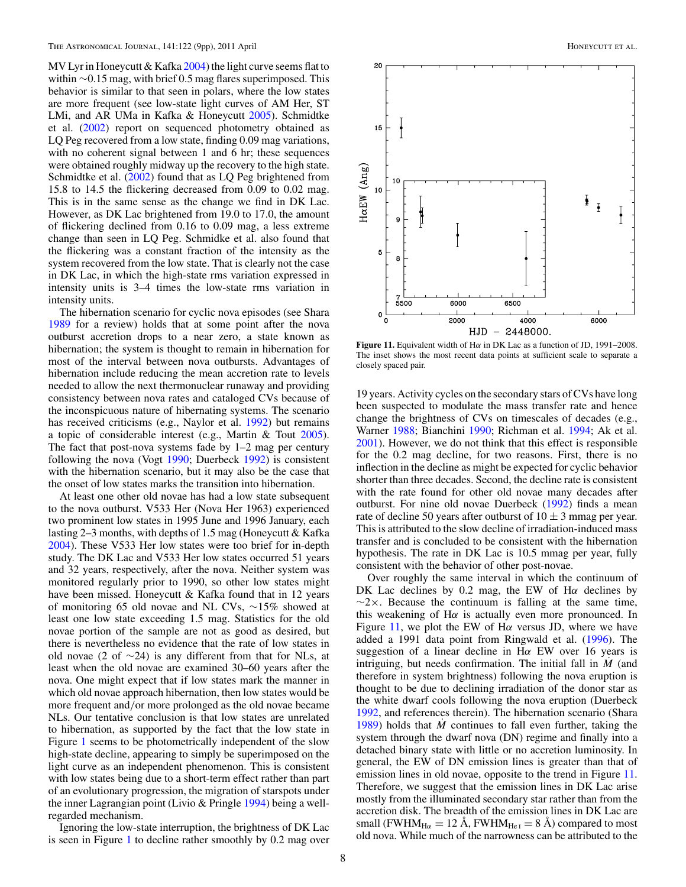MV Lyr in Honeycutt & Kafka 2004) the light curve seems flat to within ∼0.15 mag, with brief 0.5 mag flares superimposed. This behavior is similar to that seen in polars, where the low states are more frequent (see low-state light curves of AM Her, ST LMi, and AR UMa in Kafka & Honeycutt 2005). Schmidtke et al. (2002) report on sequenced photometry obtained as LQ Peg recovered from a low state, finding 0.09 mag variations, with no coherent signal between 1 and 6 hr; these sequences were obtained roughly midway up the recovery to the high state. Schmidtke et al. (2002) found that as LQ Peg brightened from 15.8 to 14.5 the flickering decreased from 0.09 to 0.02 mag. This is in the same sense as the change we find in DK Lac. However, as DK Lac brightened from 19.0 to 17.0, the amount of flickering declined from 0.16 to 0.09 mag, a less extreme change than seen in LQ Peg. Schmidke et al. also found that the flickering was a constant fraction of the intensity as the system recovered from the low state. That is clearly not the case in DK Lac, in which the high-state rms variation expressed in intensity units is 3–4 times the low-state rms variation in intensity units.

The hibernation scenario for cyclic nova episodes (see Shara 1989 for a review) holds that at some point after the nova outburst accretion drops to a near zero, a state known as hibernation; the system is thought to remain in hibernation for most of the interval between nova outbursts. Advantages of hibernation include reducing the mean accretion rate to levels needed to allow the next thermonuclear runaway and providing consistency between nova rates and cataloged CVs because of the inconspicuous nature of hibernating systems. The scenario has received criticisms (e.g., Naylor et al. 1992) but remains a topic of considerable interest (e.g., Martin & Tout 2005). The fact that post-nova systems fade by 1–2 mag per century following the nova (Vogt 1990; Duerbeck 1992) is consistent with the hibernation scenario, but it may also be the case that the onset of low states marks the transition into hibernation.

At least one other old novae has had a low state subsequent to the nova outburst. V533 Her (Nova Her 1963) experienced two prominent low states in 1995 June and 1996 January, each lasting 2–3 months, with depths of 1.5 mag (Honeycutt & Kafka 2004). These V533 Her low states were too brief for in-depth study. The DK Lac and V533 Her low states occurred 51 years and 32 years, respectively, after the nova. Neither system was monitored regularly prior to 1990, so other low states might have been missed. Honeycutt & Kafka found that in 12 years of monitoring 65 old novae and NL CVs, ∼15% showed at least one low state exceeding 1.5 mag. Statistics for the old novae portion of the sample are not as good as desired, but there is nevertheless no evidence that the rate of low states in old novae (2 of ∼24) is any different from that for NLs, at least when the old novae are examined 30–60 years after the nova. One might expect that if low states mark the manner in which old novae approach hibernation, then low states would be more frequent and/or more prolonged as the old novae became NLs. Our tentative conclusion is that low states are unrelated to hibernation, as supported by the fact that the low state in Figure 1 seems to be photometrically independent of the slow high-state decline, appearing to simply be superimposed on the light curve as an independent phenomenon. This is consistent with low states being due to a short-term effect rather than part of an evolutionary progression, the migration of starspots under the inner Lagrangian point (Livio & Pringle 1994) being a well-regarded mechanism.

Ignoring the low-state interruption, the brightness of DK Lac is seen in Figure 1 to decline rather smoothly by 0.2 mag over 19 years. Activity cycles on the secondary stars of CVs have long been suspected to modulate the mass transfer rate and hence change the brightness of CVs on timescales of decades (e.g., Warner 1988; Bianchini 1990; Richman et al. 1994; Ak et al. 2001). However, we do not think that this effect is responsible for the 0.2 mag decline, for two reasons. First, there is no inflection in the decline as might be expected for cyclic behavior shorter than three decades. Second, the decline rate is consistent with the rate found for other old novae many decades after outburst. For nine old novae Duerbeck (1992) finds a mean rate of decline 50 years after outburst of $10 \pm 3$ mmag per year. This is attributed to the slow decline of irradiation-induced mass transfer and is concluded to be consistent with the hibernation hypothesis. The rate in DK Lac is 10.5 mmag per year, fully consistent with the behavior of other post-novae.

Figure 11. Equivalent width of Hα in DK Lac as a function of JD, 1991–2008. The inset shows the most recent data points at sufficient scale to separate a closely spaced pair.

Over roughly the same interval in which the continuum of DK Lac declines by 0.2 mag, the EW of Hα declines by ∼2×. Because the continuum is falling at the same time, this weakening of Hα is actually even more pronounced. In Figure 11, we plot the EW of Hα versus JD, where we have added a 1991 data point from Ringwald et al. (1996). The suggestion of a linear decline in Hα EW over 16 years is intriguing, but needs confirmation. The initial fall in $\dot{M}$ (and therefore in system brightness) following the nova eruption is thought to be due to declining irradiation of the donor star as the white dwarf cools following the nova eruption (Duerbeck 1992, and references therein). The hibernation scenario (Shara 1989) holds that $\dot{M}$ continues to fall even further, taking the system through the dwarf nova (DN) regime and finally into a detached binary state with little or no accretion luminosity. In general, the EW of DN emission lines is greater than that of emission lines in old novae, opposite to the trend in Figure 11. Therefore, we suggest that the emission lines in DK Lac arise mostly from the illuminated secondary star rather than from the accretion disk. The breadth of the emission lines in DK Lac are small ($\mathrm{FWHM}_{\mathrm{H}\alpha} = 12$ Å, $\mathrm{FWHM}_{\mathrm{He\,I}} = 8$ Å) compared to most old nova. While much of the narrowness can be attributed to the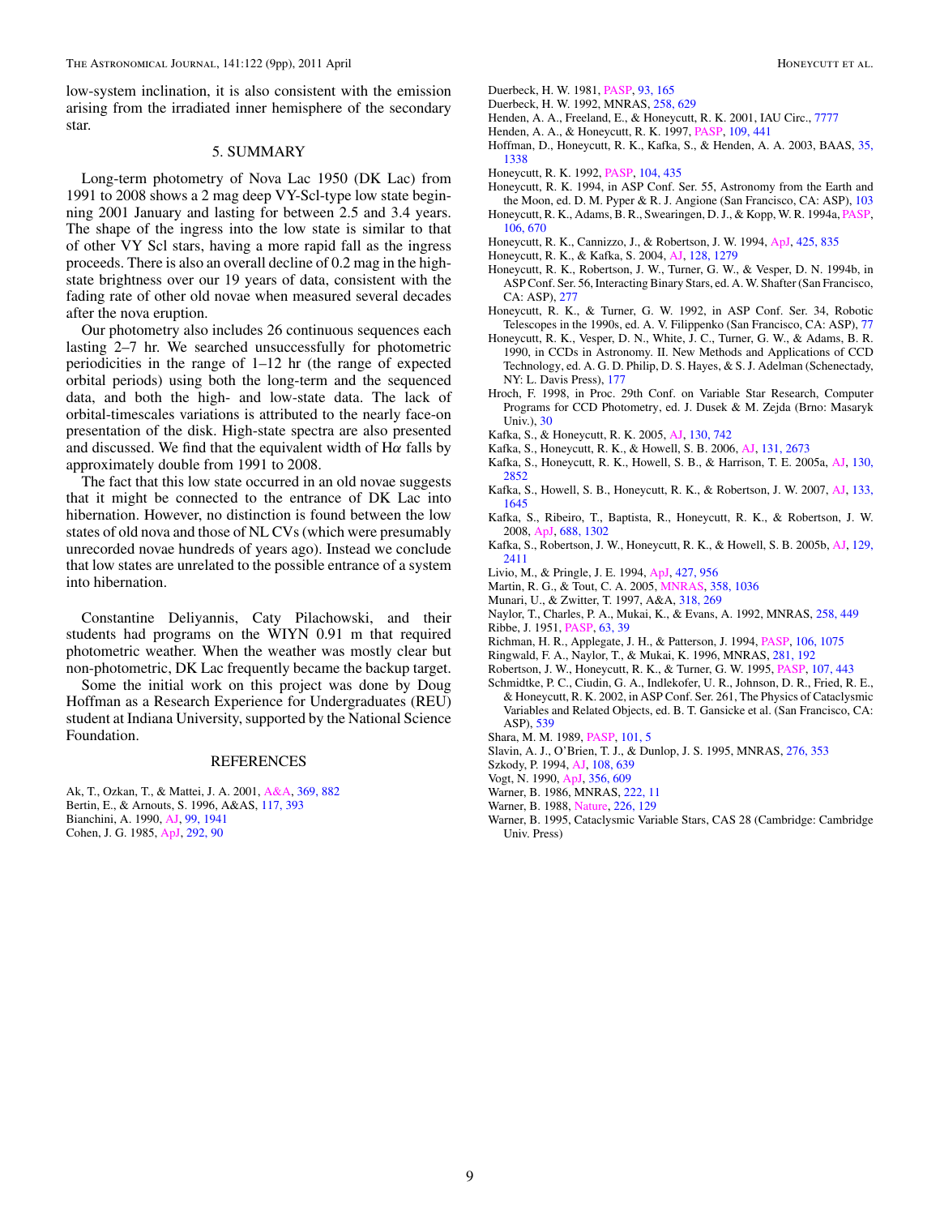low-system inclination, it is also consistent with the emission arising from the irradiated inner hemisphere of the secondary star.

## 5. SUMMARY

Long-term photometry of Nova Lac 1950 (DK Lac) from 1991 to 2008 shows a 2 mag deep VY-Scl-type low state beginning 2001 January and lasting for between 2.5 and 3.4 years. The shape of the ingress into the low state is similar to that of other VY Scl stars, having a more rapid fall as the ingress proceeds. There is also an overall decline of 0.2 mag in the high-state brightness over our 19 years of data, consistent with the fading rate of other old novae when measured several decades after the nova eruption.

Our photometry also includes 26 continuous sequences each lasting 2–7 hr. We searched unsuccessfully for photometric periodicities in the range of 1–12 hr (the range of expected orbital periods) using both the long-term and the sequenced data, and both the high- and low-state data. The lack of orbital-timescales variations is attributed to the nearly face-on presentation of the disk. High-state spectra are also presented and discussed. We find that the equivalent width of Hα falls by approximately double from 1991 to 2008.

The fact that this low state occurred in an old novae suggests that it might be connected to the entrance of DK Lac into hibernation. However, no distinction is found between the low states of old nova and those of NL CVs (which were presumably unrecorded novae hundreds of years ago). Instead we conclude that low states are unrelated to the possible entrance of a system into hibernation.

Constantine Deliyannis, Caty Pilachowski, and their students had programs on the WIYN 0.91 m that required photometric weather. When the weather was mostly clear but non-photometric, DK Lac frequently became the backup target.

Some the initial work on this project was done by Doug Hoffman as a Research Experience for Undergraduates (REU) student at Indiana University, supported by the National Science Foundation.

## REFERENCES

Ak, T., Ozkan, T., & Mattei, J. A. 2001, A&A, 369, 882
Bertin, E., & Arnouts, S. 1996, A&AS, 117, 393
Bianchini, A. 1990, AJ, 99, 1941
Cohen, J. G. 1985, ApJ, 292, 90
Duerbeck, H. W. 1981, PASP, 93, 165
Duerbeck, H. W. 1992, MNRAS, 258, 629
Henden, A. A., Freeland, E., & Honeycutt, R. K. 2001, IAU Circ., 7777
Henden, A. A., & Honeycutt, R. K. 1997, PASP, 109, 441
Hoffman, D., Honeycutt, R. K., Kafka, S., & Henden, A. A. 2003, BAAS, 35, 1338
Honeycutt, R. K. 1992, PASP, 104, 435
Honeycutt, R. K. 1994, in ASP Conf. Ser. 55, Astronomy from the Earth and the Moon, ed. D. M. Pyper & R. J. Angione (San Francisco, CA: ASP), 103
Honeycutt, R. K., Adams, B. R., Swearingen, D. J., & Kopp, W. R. 1994a, PASP, 106, 670
Honeycutt, R. K., Cannizzo, J., & Robertson, J. W. 1994, ApJ, 425, 835
Honeycutt, R. K., & Kafka, S. 2004, AJ, 128, 1279
Honeycutt, R. K., Robertson, J. W., Turner, G. W., & Vesper, D. N. 1994b, in ASP Conf. Ser. 56, Interacting Binary Stars, ed. A. W. Shafter (San Francisco, CA: ASP), 277
Honeycutt, R. K., & Turner, G. W. 1992, in ASP Conf. Ser. 34, Robotic Telescopes in the 1990s, ed. A. V. Filippenko (San Francisco, CA: ASP), 77
Honeycutt, R. K., Vesper, D. N., White, J. C., Turner, G. W., & Adams, B. R. 1990, in CCDs in Astronomy. II. New Methods and Applications of CCD Technology, ed. A. G. D. Philip, D. S. Hayes, & S. J. Adelman (Schenectady, NY: L. Davis Press), 177
Hroch, F. 1998, in Proc. 29th Conf. on Variable Star Research, Computer Programs for CCD Photometry, ed. J. Dusek & M. Zejda (Brno: Masaryk Univ.), 30
Kafka, S., & Honeycutt, R. K. 2005, AJ, 130, 742
Kafka, S., Honeycutt, R. K., & Howell, S. B. 2006, AJ, 131, 2673
Kafka, S., Honeycutt, R. K., Howell, S. B., & Harrison, T. E. 2005a, AJ, 130, 2852
Kafka, S., Howell, S. B., Honeycutt, R. K., & Robertson, J. W. 2007, AJ, 133, 1645
Kafka, S., Ribeiro, T., Baptista, R., Honeycutt, R. K., & Robertson, J. W. 2008, ApJ, 688, 1302
Kafka, S., Robertson, J. W., Honeycutt, R. K., & Howell, S. B. 2005b, AJ, 129, 2411
Livio, M., & Pringle, J. E. 1994, ApJ, 427, 956
Martin, R. G., & Tout, C. A. 2005, MNRAS, 358, 1036
Munari, U., & Zwitter, T. 1997, A&A, 318, 269
Naylor, T., Charles, P. A., Mukai, K., & Evans, A. 1992, MNRAS, 258, 449
Ribbe, J. 1951, PASP, 63, 39
Richman, H. R., Applegate, J. H., & Patterson, J. 1994, PASP, 106, 1075
Ringwald, F. A., Naylor, T., & Mukai, K. 1996, MNRAS, 281, 192
Robertson, J. W., Honeycutt, R. K., & Turner, G. W. 1995, PASP, 107, 443
Schmidtke, P. C., Ciudin, G. A., Indlekofer, U. R., Johnson, D. R., Fried, R. E., & Honeycutt, R. K. 2002, in ASP Conf. Ser. 261, The Physics of Cataclysmic Variables and Related Objects, ed. B. T. Gansicke et al. (San Francisco, CA: ASP), 539
Shara, M. M. 1989, PASP, 101, 5
Slavin, A. J., O'Brien, T. J., & Dunlop, J. S. 1995, MNRAS, 276, 353
Szkody, P. 1994, AJ, 108, 639
Vogt, N. 1990, ApJ, 356, 609
Warner, B. 1986, MNRAS, 222, 11
Warner, B. 1988, Nature, 226, 129
Warner, B. 1995, Cataclysmic Variable Stars, CAS 28 (Cambridge: Cambridge Univ. Press)